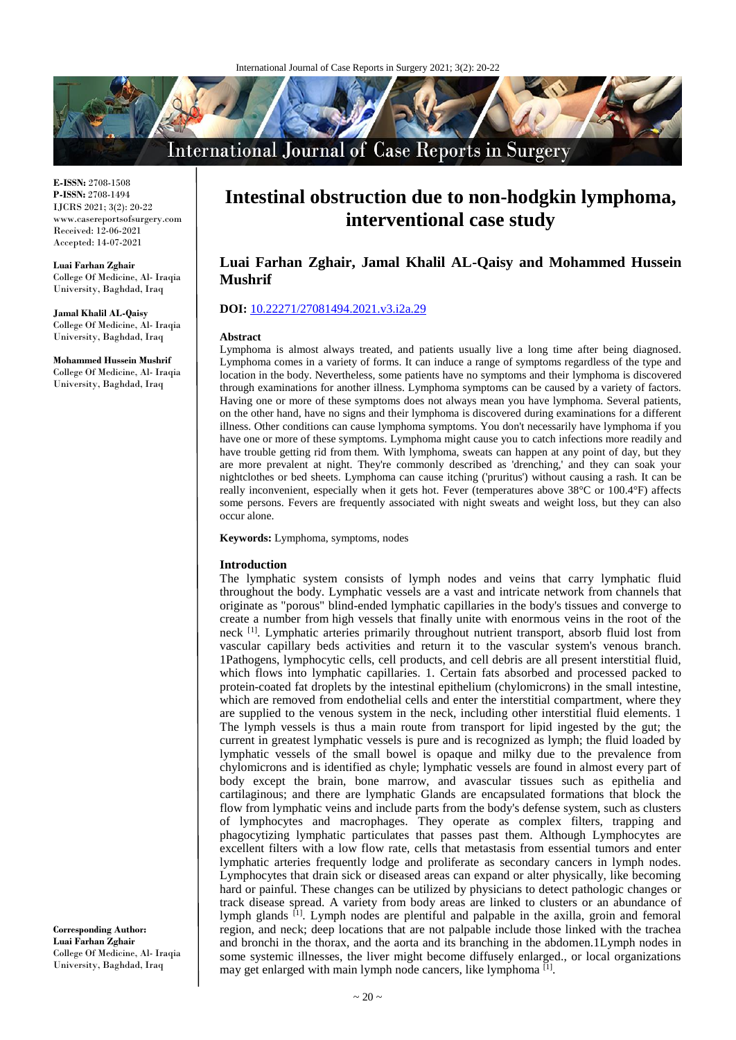**E-ISSN:** 2708-1508
**P-ISSN:** 2708-1494
IJCRS 2021; 3(2): 20-22
www.casereportsofsurgery.com
Received: 12-06-2021
Accepted: 14-07-2021

**Luai Farhan Zghair**
College Of Medicine, Al- Iraqia University, Baghdad, Iraq

**Jamal Khalil AL-Qaisy**
College Of Medicine, Al- Iraqia University, Baghdad, Iraq

**Mohammed Hussein Mushrif**
College Of Medicine, Al- Iraqia University, Baghdad, Iraq

**Corresponding Author:**
**Luai Farhan Zghair**
College Of Medicine, Al- Iraqia University, Baghdad, Iraq

# Intestinal obstruction due to non-hodgkin lymphoma, interventional case study

## Luai Farhan Zghair, Jamal Khalil AL-Qaisy and Mohammed Hussein Mushrif

**DOI:** 10.22271/27081494.2021.v3.i2a.29

### Abstract

Lymphoma is almost always treated, and patients usually live a long time after being diagnosed. Lymphoma comes in a variety of forms. It can induce a range of symptoms regardless of the type and location in the body. Nevertheless, some patients have no symptoms and their lymphoma is discovered through examinations for another illness. Lymphoma symptoms can be caused by a variety of factors. Having one or more of these symptoms does not always mean you have lymphoma. Several patients, on the other hand, have no signs and their lymphoma is discovered during examinations for a different illness. Other conditions can cause lymphoma symptoms. You don't necessarily have lymphoma if you have one or more of these symptoms. Lymphoma might cause you to catch infections more readily and have trouble getting rid from them. With lymphoma, sweats can happen at any point of day, but they are more prevalent at night. They're commonly described as 'drenching,' and they can soak your nightclothes or bed sheets. Lymphoma can cause itching ('pruritus') without causing a rash. It can be really inconvenient, especially when it gets hot. Fever (temperatures above 38°C or 100.4°F) affects some persons. Fevers are frequently associated with night sweats and weight loss, but they can also occur alone.

**Keywords:** Lymphoma, symptoms, nodes

### Introduction

The lymphatic system consists of lymph nodes and veins that carry lymphatic fluid throughout the body. Lymphatic vessels are a vast and intricate network from channels that originate as "porous" blind-ended lymphatic capillaries in the body's tissues and converge to create a number from high vessels that finally unite with enormous veins in the root of the neck [1]. Lymphatic arteries primarily throughout nutrient transport, absorb fluid lost from vascular capillary beds activities and return it to the vascular system's venous branch. 1Pathogens, lymphocytic cells, cell products, and cell debris are all present interstitial fluid, which flows into lymphatic capillaries. 1. Certain fats absorbed and processed packed to protein-coated fat droplets by the intestinal epithelium (chylomicrons) in the small intestine, which are removed from endothelial cells and enter the interstitial compartment, where they are supplied to the venous system in the neck, including other interstitial fluid elements. 1 The lymph vessels is thus a main route from transport for lipid ingested by the gut; the current in greatest lymphatic vessels is pure and is recognized as lymph; the fluid loaded by lymphatic vessels of the small bowel is opaque and milky due to the prevalence from chylomicrons and is identified as chyle; lymphatic vessels are found in almost every part of body except the brain, bone marrow, and avascular tissues such as epithelia and cartilaginous; and there are lymphatic Glands are encapsulated formations that block the flow from lymphatic veins and include parts from the body's defense system, such as clusters of lymphocytes and macrophages. They operate as complex filters, trapping and phagocytizing lymphatic particulates that passes past them. Although Lymphocytes are excellent filters with a low flow rate, cells that metastasis from essential tumors and enter lymphatic arteries frequently lodge and proliferate as secondary cancers in lymph nodes. Lymphocytes that drain sick or diseased areas can expand or alter physically, like becoming hard or painful. These changes can be utilized by physicians to detect pathologic changes or track disease spread. A variety from body areas are linked to clusters or an abundance of lymph glands [1]. Lymph nodes are plentiful and palpable in the axilla, groin and femoral region, and neck; deep locations that are not palpable include those linked with the trachea and bronchi in the thorax, and the aorta and its branching in the abdomen.1Lymph nodes in some systemic illnesses, the liver might become diffusely enlarged., or local organizations may get enlarged with main lymph node cancers, like lymphoma [1].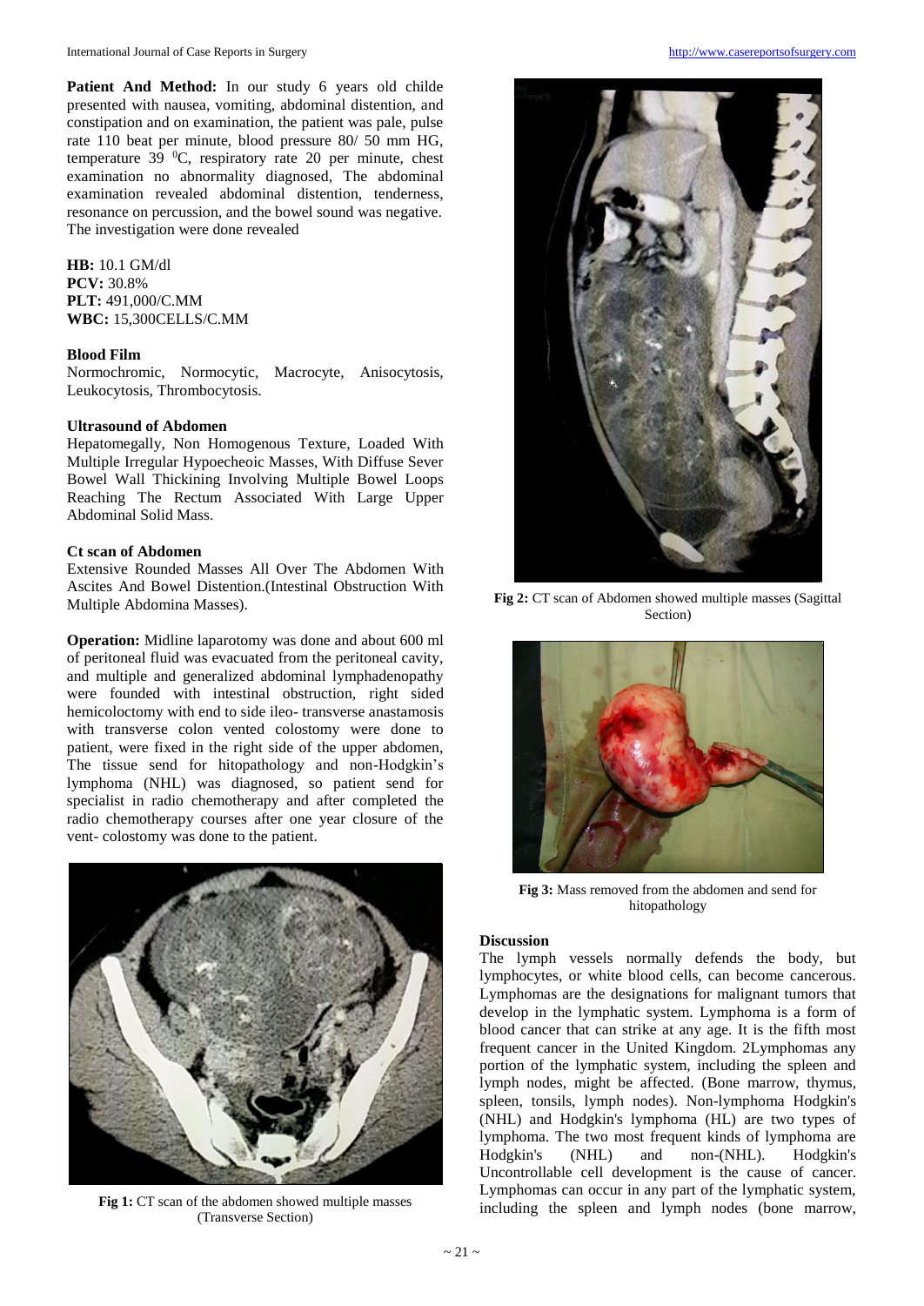**Patient And Method:** In our study 6 years old childe presented with nausea, vomiting, abdominal distention, and constipation and on examination, the patient was pale, pulse rate 110 beat per minute, blood pressure 80/ 50 mm HG, temperature 39 $^0$C, respiratory rate 20 per minute, chest examination no abnormality diagnosed, The abdominal examination revealed abdominal distention, tenderness, resonance on percussion, and the bowel sound was negative. The investigation were done revealed

**HB:** 10.1 GM/dl
**PCV:** 30.8%
**PLT:** 491,000/C.MM
**WBC:** 15,300CELLS/C.MM

**Blood Film**
Normochromic, Normocytic, Macrocyte, Anisocytosis, Leukocytosis, Thrombocytosis.

**Ultrasound of Abdomen**
Hepatomegally, Non Homogenous Texture, Loaded With Multiple Irregular Hypoechoic Masses, With Diffuse Sever Bowel Wall Thickining Involving Multiple Bowel Loops Reaching The Rectum Associated With Large Upper Abdominal Solid Mass.

**Ct scan of Abdomen**
Extensive Rounded Masses All Over The Abdomen With Ascites And Bowel Distention.(Intestinal Obstruction With Multiple Abdomina Masses).

**Operation:** Midline laparotomy was done and about 600 ml of peritoneal fluid was evacuated from the peritoneal cavity, and multiple and generalized abdominal lymphadenopathy were founded with intestinal obstruction, right sided hemicoloctomy with end to side ileo- transverse anastamosis with transverse colon vented colostomy were done to patient, were fixed in the right side of the upper abdomen, The tissue send for hitopathology and non-Hodgkin's lymphoma (NHL) was diagnosed, so patient send for specialist in radio chemotherapy and after completed the radio chemotherapy courses after one year closure of the vent- colostomy was done to the patient.

**Fig 1:** CT scan of the abdomen showed multiple masses (Transverse Section)

**Fig 2:** CT scan of Abdomen showed multiple masses (Sagittal Section)

**Fig 3:** Mass removed from the abdomen and send for hitopathology

**Discussion**

The lymph vessels normally defends the body, but lymphocytes, or white blood cells, can become cancerous. Lymphomas are the designations for malignant tumors that develop in the lymphatic system. Lymphoma is a form of blood cancer that can strike at any age. It is the fifth most frequent cancer in the United Kingdom. 2Lymphomas any portion of the lymphatic system, including the spleen and lymph nodes, might be affected. (Bone marrow, thymus, spleen, tonsils, lymph nodes). Non-lymphoma Hodgkin's (NHL) and Hodgkin's lymphoma (HL) are two types of lymphoma. The two most frequent kinds of lymphoma are Hodgkin's (NHL) and non-(NHL). Hodgkin's Uncontrollable cell development is the cause of cancer. Lymphomas can occur in any part of the lymphatic system, including the spleen and lymph nodes (bone marrow,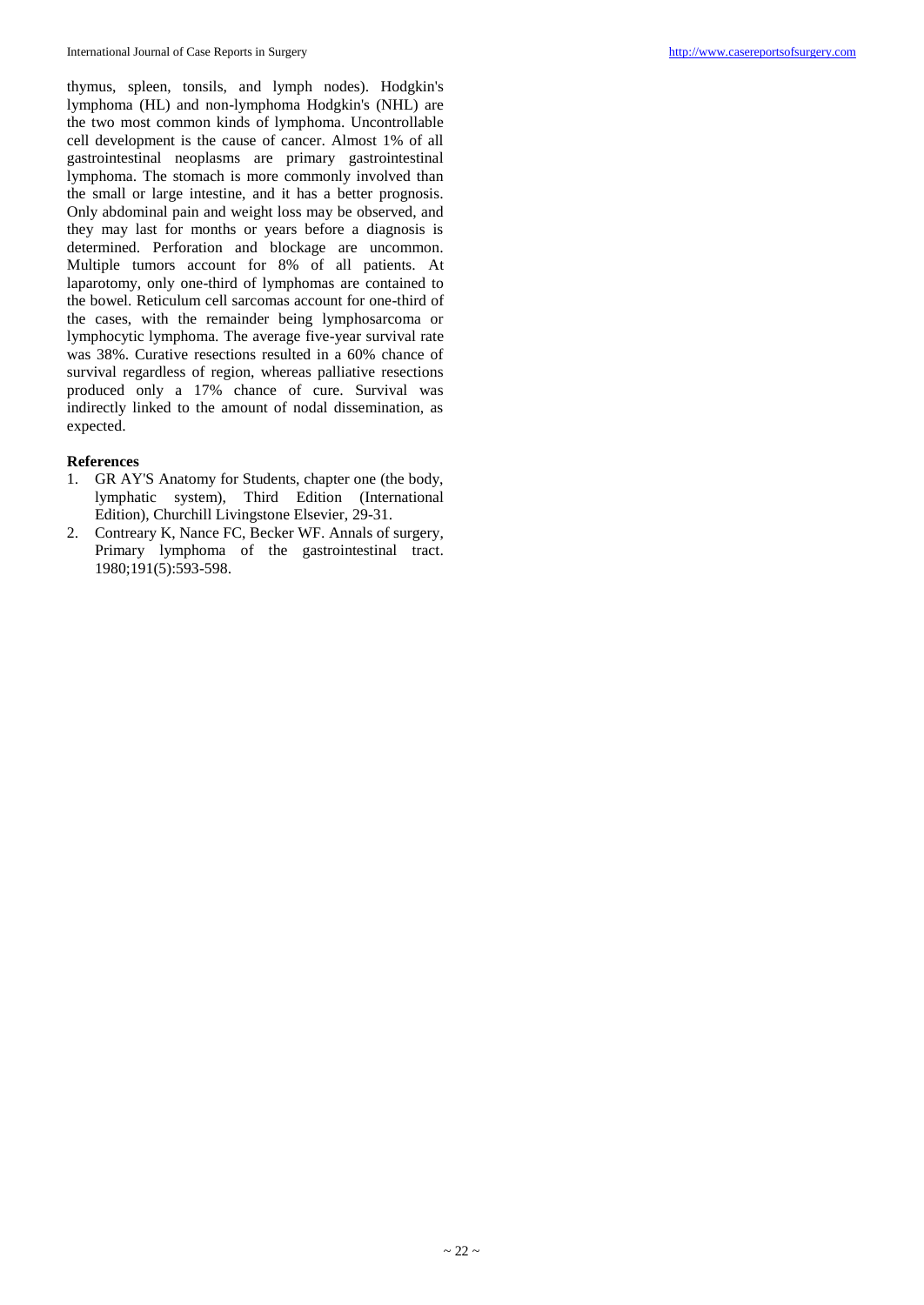thymus, spleen, tonsils, and lymph nodes). Hodgkin's lymphoma (HL) and non-lymphoma Hodgkin's (NHL) are the two most common kinds of lymphoma. Uncontrollable cell development is the cause of cancer. Almost 1% of all gastrointestinal neoplasms are primary gastrointestinal lymphoma. The stomach is more commonly involved than the small or large intestine, and it has a better prognosis. Only abdominal pain and weight loss may be observed, and they may last for months or years before a diagnosis is determined. Perforation and blockage are uncommon. Multiple tumors account for 8% of all patients. At laparotomy, only one-third of lymphomas are contained to the bowel. Reticulum cell sarcomas account for one-third of the cases, with the remainder being lymphosarcoma or lymphocytic lymphoma. The average five-year survival rate was 38%. Curative resections resulted in a 60% chance of survival regardless of region, whereas palliative resections produced only a 17% chance of cure. Survival was indirectly linked to the amount of nodal dissemination, as expected.

**References**

1. GR AY'S Anatomy for Students, chapter one (the body, lymphatic system), Third Edition (International Edition), Churchill Livingstone Elsevier, 29-31.
2. Contreary K, Nance FC, Becker WF. Annals of surgery, Primary lymphoma of the gastrointestinal tract. 1980;191(5):593-598.